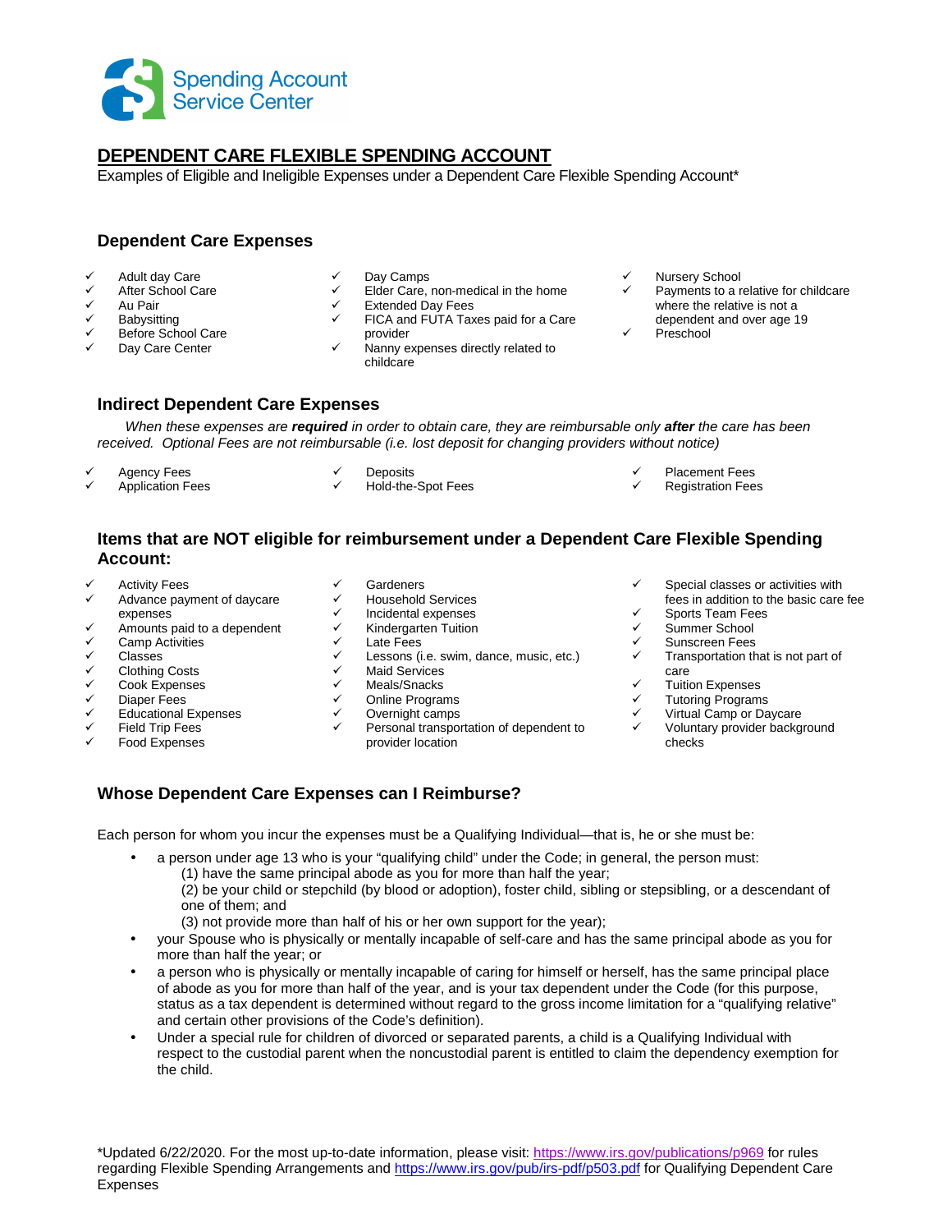Spending Account Service Center

# DEPENDENT CARE FLEXIBLE SPENDING ACCOUNT

Examples of Eligible and Ineligible Expenses under a Dependent Care Flexible Spending Account*

## Dependent Care Expenses

- ✓ Adult day Care
- ✓ After School Care
- ✓ Au Pair
- ✓ Babysitting
- ✓ Before School Care
- ✓ Day Care Center
- ✓ Day Camps
- ✓ Elder Care, non-medical in the home
- ✓ Extended Day Fees
- ✓ FICA and FUTA Taxes paid for a Care provider
- ✓ Nanny expenses directly related to childcare
- ✓ Nursery School
- ✓ Payments to a relative for childcare where the relative is not a dependent and over age 19
- ✓ Preschool

## Indirect Dependent Care Expenses

*When these expenses are **required** in order to obtain care, they are reimbursable only **after** the care has been received. Optional Fees are not reimbursable (i.e. lost deposit for changing providers without notice)*

- ✓ Agency Fees
- ✓ Application Fees
- ✓ Deposits
- ✓ Hold-the-Spot Fees
- ✓ Placement Fees
- ✓ Registration Fees

## Items that are NOT eligible for reimbursement under a Dependent Care Flexible Spending Account:

- ✓ Activity Fees
- ✓ Advance payment of daycare expenses
- ✓ Amounts paid to a dependent
- ✓ Camp Activities
- ✓ Classes
- ✓ Clothing Costs
- ✓ Cook Expenses
- ✓ Diaper Fees
- ✓ Educational Expenses
- ✓ Field Trip Fees
- ✓ Food Expenses
- ✓ Gardeners
- ✓ Household Services
- ✓ Incidental expenses
- ✓ Kindergarten Tuition
- ✓ Late Fees
- ✓ Lessons (i.e. swim, dance, music, etc.)
- ✓ Maid Services
- ✓ Meals/Snacks
- ✓ Online Programs
- ✓ Overnight camps
- ✓ Personal transportation of dependent to provider location
- ✓ Special classes or activities with fees in addition to the basic care fee
- ✓ Sports Team Fees
- ✓ Summer School
- ✓ Sunscreen Fees
- ✓ Transportation that is not part of care
- ✓ Tuition Expenses
- ✓ Tutoring Programs
- ✓ Virtual Camp or Daycare
- ✓ Voluntary provider background checks

## Whose Dependent Care Expenses can I Reimburse?

Each person for whom you incur the expenses must be a Qualifying Individual—that is, he or she must be:

- a person under age 13 who is your "qualifying child" under the Code; in general, the person must:
  (1) have the same principal abode as you for more than half the year;
  (2) be your child or stepchild (by blood or adoption), foster child, sibling or stepsibling, or a descendant of one of them; and
  (3) not provide more than half of his or her own support for the year);
- your Spouse who is physically or mentally incapable of self-care and has the same principal abode as you for more than half the year; or
- a person who is physically or mentally incapable of caring for himself or herself, has the same principal place of abode as you for more than half of the year, and is your tax dependent under the Code (for this purpose, status as a tax dependent is determined without regard to the gross income limitation for a "qualifying relative" and certain other provisions of the Code's definition).
- Under a special rule for children of divorced or separated parents, a child is a Qualifying Individual with respect to the custodial parent when the noncustodial parent is entitled to claim the dependency exemption for the child.

*Updated 6/22/2020. For the most up-to-date information, please visit: https://www.irs.gov/publications/p969 for rules regarding Flexible Spending Arrangements and https://www.irs.gov/pub/irs-pdf/p503.pdf for Qualifying Dependent Care Expenses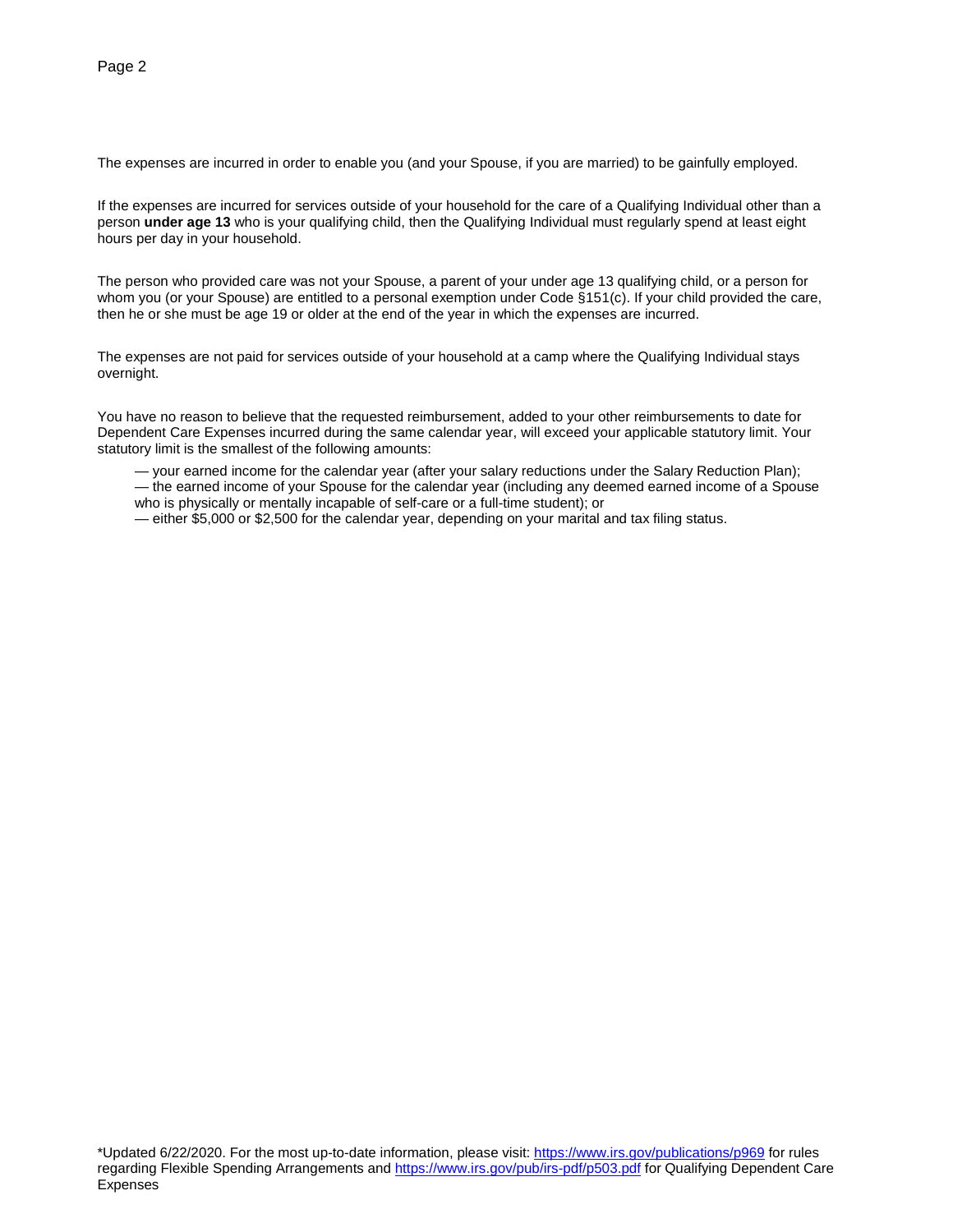The expenses are incurred in order to enable you (and your Spouse, if you are married) to be gainfully employed.

If the expenses are incurred for services outside of your household for the care of a Qualifying Individual other than a person **under age 13** who is your qualifying child, then the Qualifying Individual must regularly spend at least eight hours per day in your household.

The person who provided care was not your Spouse, a parent of your under age 13 qualifying child, or a person for whom you (or your Spouse) are entitled to a personal exemption under Code §151(c). If your child provided the care, then he or she must be age 19 or older at the end of the year in which the expenses are incurred.

The expenses are not paid for services outside of your household at a camp where the Qualifying Individual stays overnight.

You have no reason to believe that the requested reimbursement, added to your other reimbursements to date for Dependent Care Expenses incurred during the same calendar year, will exceed your applicable statutory limit. Your statutory limit is the smallest of the following amounts:

— your earned income for the calendar year (after your salary reductions under the Salary Reduction Plan);
— the earned income of your Spouse for the calendar year (including any deemed earned income of a Spouse who is physically or mentally incapable of self-care or a full-time student); or
— either $5,000 or $2,500 for the calendar year, depending on your marital and tax filing status.

*Updated 6/22/2020. For the most up-to-date information, please visit: https://www.irs.gov/publications/p969 for rules regarding Flexible Spending Arrangements and https://www.irs.gov/pub/irs-pdf/p503.pdf for Qualifying Dependent Care Expenses